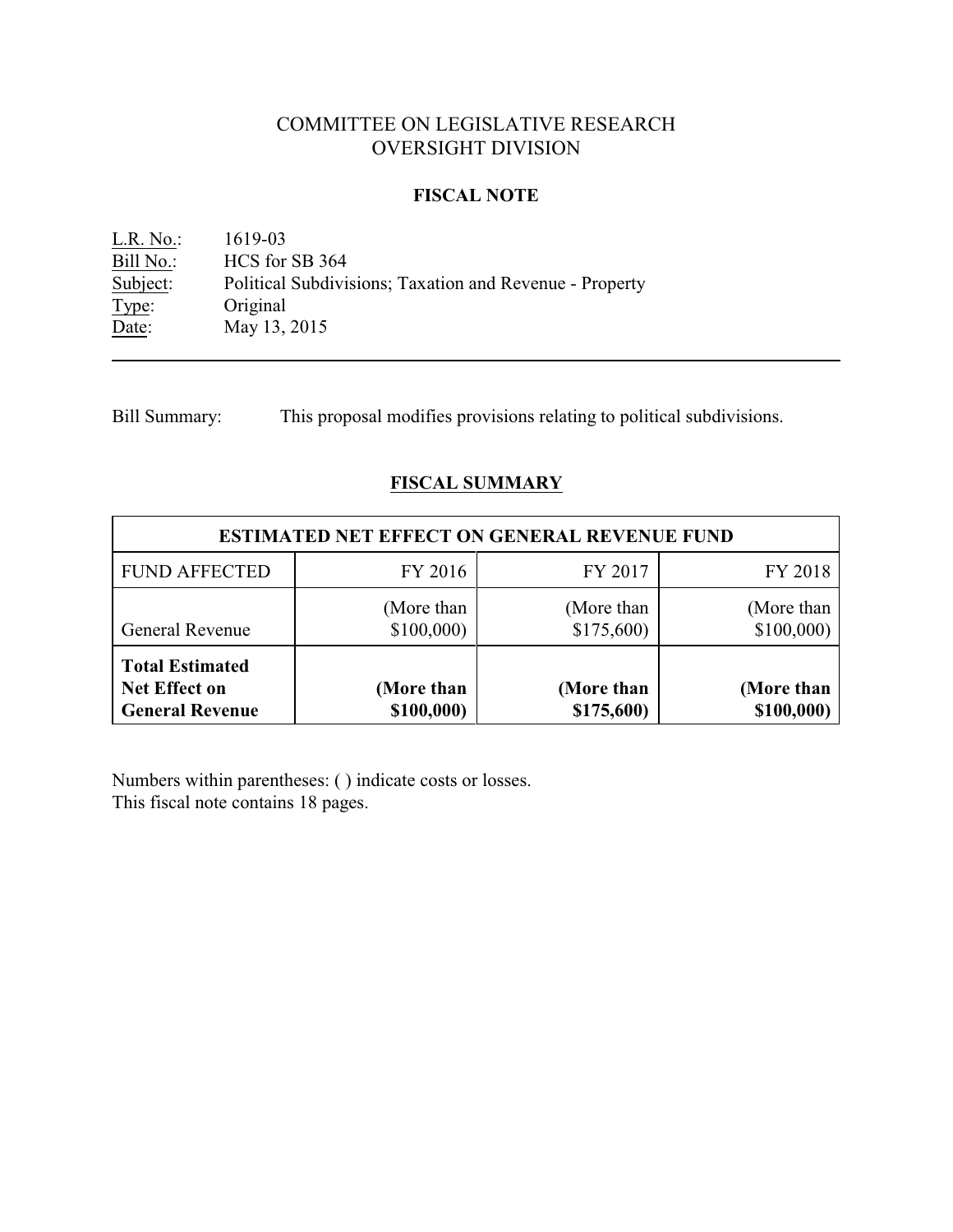# COMMITTEE ON LEGISLATIVE RESEARCH
# OVERSIGHT DIVISION

## FISCAL NOTE

L.R. No.: 1619-03
Bill No.: HCS for SB 364
Subject: Political Subdivisions; Taxation and Revenue - Property
Type: Original
Date: May 13, 2015

---

Bill Summary: This proposal modifies provisions relating to political subdivisions.

## FISCAL SUMMARY

| ESTIMATED NET EFFECT ON GENERAL REVENUE FUND | | | |
|---|---|---|---|
| FUND AFFECTED | FY 2016 | FY 2017 | FY 2018 |
| General Revenue | (More than $100,000) | (More than $175,600) | (More than $100,000) |
| **Total Estimated Net Effect on General Revenue** | **(More than $100,000)** | **(More than $175,600)** | **(More than $100,000)** |

Numbers within parentheses: ( ) indicate costs or losses.
This fiscal note contains 18 pages.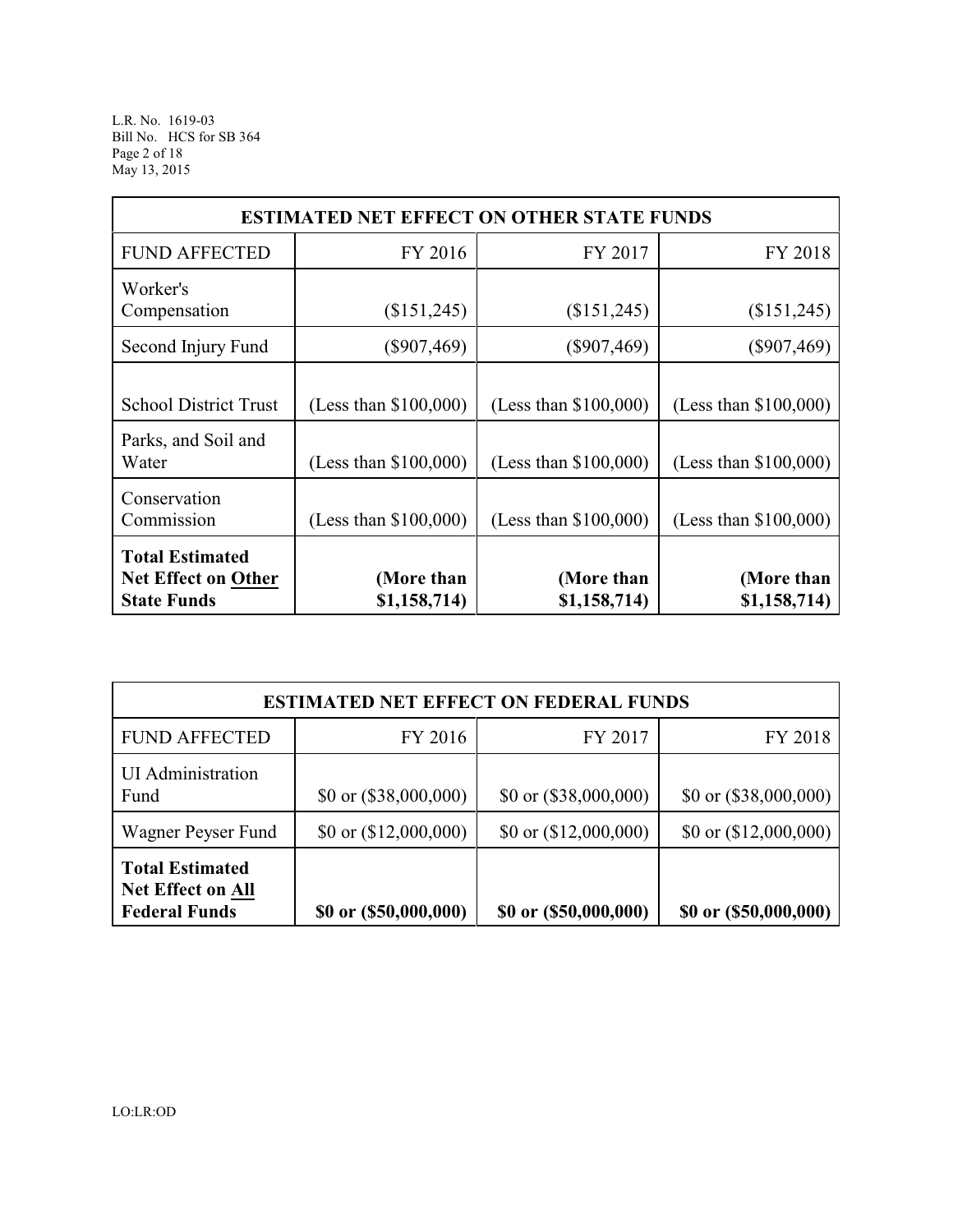| ESTIMATED NET EFFECT ON OTHER STATE FUNDS | | | |
|---|---|---|---|
| FUND AFFECTED | FY 2016 | FY 2017 | FY 2018 |
| Worker's Compensation | ($151,245) | ($151,245) | ($151,245) |
| Second Injury Fund | ($907,469) | ($907,469) | ($907,469) |
| School District Trust | (Less than $100,000) | (Less than $100,000) | (Less than $100,000) |
| Parks, and Soil and Water | (Less than $100,000) | (Less than $100,000) | (Less than $100,000) |
| Conservation Commission | (Less than $100,000) | (Less than $100,000) | (Less than $100,000) |
| **Total Estimated Net Effect on Other State Funds** | **(More than $1,158,714)** | **(More than $1,158,714)** | **(More than $1,158,714)** |

| ESTIMATED NET EFFECT ON FEDERAL FUNDS | | | |
|---|---|---|---|
| FUND AFFECTED | FY 2016 | FY 2017 | FY 2018 |
| UI Administration Fund | $0 or ($38,000,000) | $0 or ($38,000,000) | $0 or ($38,000,000) |
| Wagner Peyser Fund | $0 or ($12,000,000) | $0 or ($12,000,000) | $0 or ($12,000,000) |
| **Total Estimated Net Effect on All Federal Funds** | **$0 or ($50,000,000)** | **$0 or ($50,000,000)** | **$0 or ($50,000,000)** |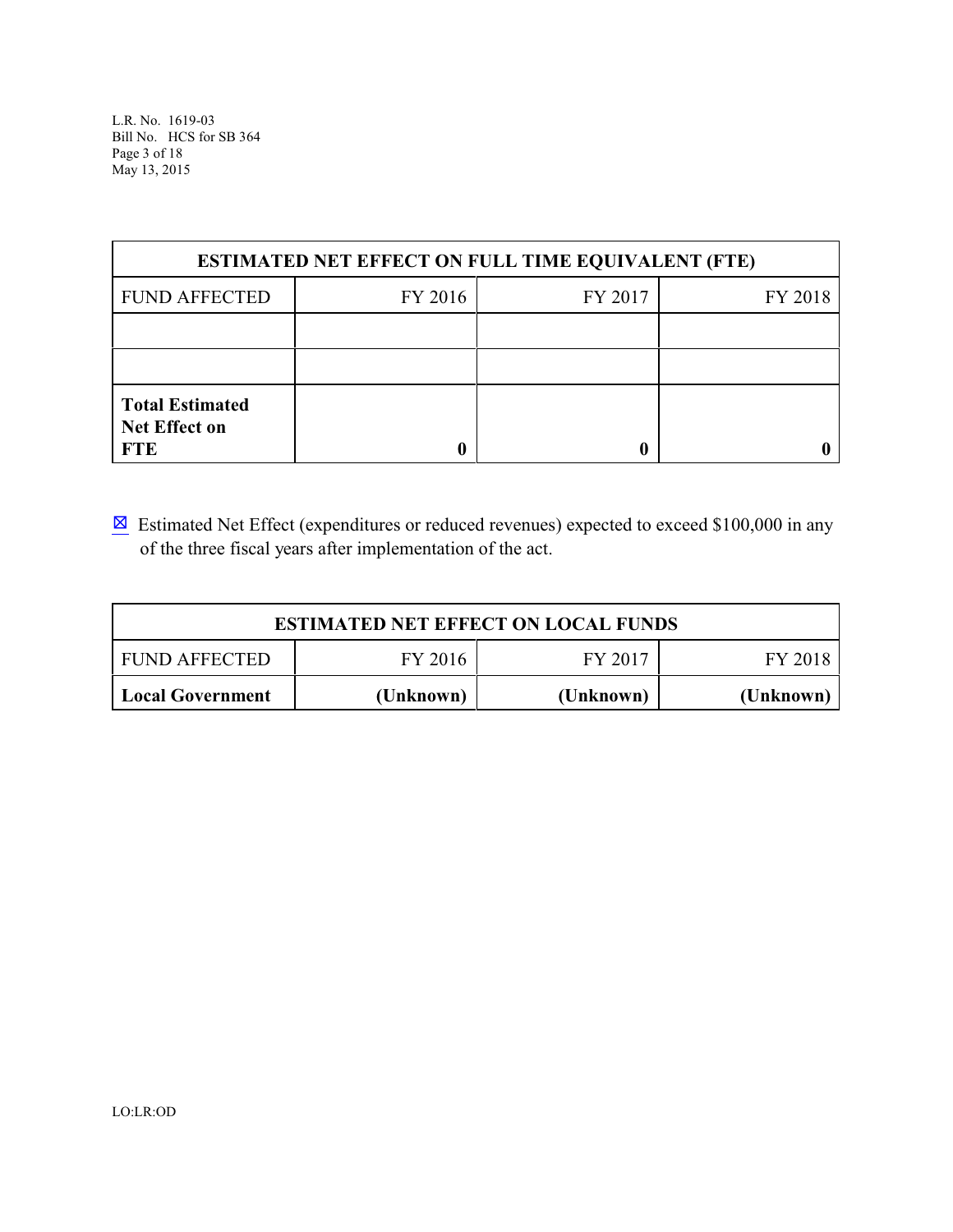| ESTIMATED NET EFFECT ON FULL TIME EQUIVALENT (FTE) | | | |
|---|---|---|---|
| FUND AFFECTED | FY 2016 | FY 2017 | FY 2018 |
| | | | |
| | | | |
| **Total Estimated Net Effect on FTE** | **0** | **0** | **0** |

☒ Estimated Net Effect (expenditures or reduced revenues) expected to exceed $100,000 in any of the three fiscal years after implementation of the act.

| ESTIMATED NET EFFECT ON LOCAL FUNDS | | | |
|---|---|---|---|
| FUND AFFECTED | FY 2016 | FY 2017 | FY 2018 |
| **Local Government** | **(Unknown)** | **(Unknown)** | **(Unknown)** |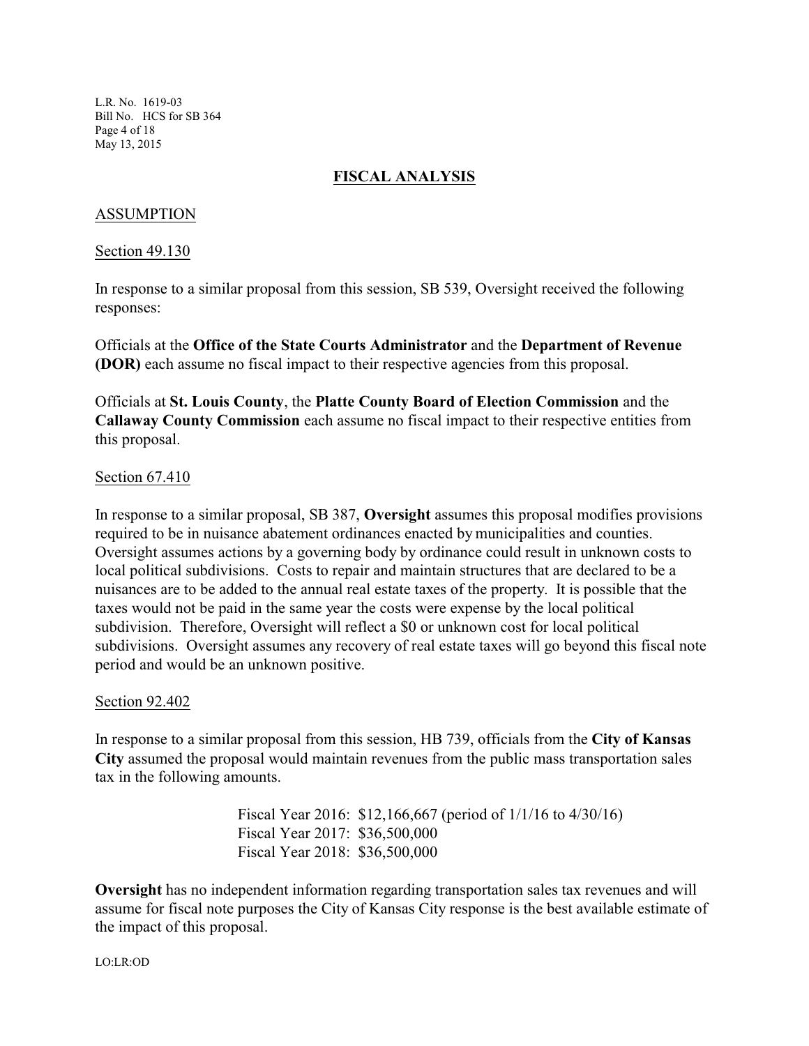## FISCAL ANALYSIS

### ASSUMPTION

Section 49.130

In response to a similar proposal from this session, SB 539, Oversight received the following responses:

Officials at the **Office of the State Courts Administrator** and the **Department of Revenue (DOR)** each assume no fiscal impact to their respective agencies from this proposal.

Officials at **St. Louis County**, the **Platte County Board of Election Commission** and the **Callaway County Commission** each assume no fiscal impact to their respective entities from this proposal.

Section 67.410

In response to a similar proposal, SB 387, **Oversight** assumes this proposal modifies provisions required to be in nuisance abatement ordinances enacted by municipalities and counties. Oversight assumes actions by a governing body by ordinance could result in unknown costs to local political subdivisions. Costs to repair and maintain structures that are declared to be a nuisances are to be added to the annual real estate taxes of the property. It is possible that the taxes would not be paid in the same year the costs were expense by the local political subdivision. Therefore, Oversight will reflect a $0 or unknown cost for local political subdivisions. Oversight assumes any recovery of real estate taxes will go beyond this fiscal note period and would be an unknown positive.

Section 92.402

In response to a similar proposal from this session, HB 739, officials from the **City of Kansas City** assumed the proposal would maintain revenues from the public mass transportation sales tax in the following amounts.

Fiscal Year 2016: $12,166,667 (period of 1/1/16 to 4/30/16)
Fiscal Year 2017: $36,500,000
Fiscal Year 2018: $36,500,000

**Oversight** has no independent information regarding transportation sales tax revenues and will assume for fiscal note purposes the City of Kansas City response is the best available estimate of the impact of this proposal.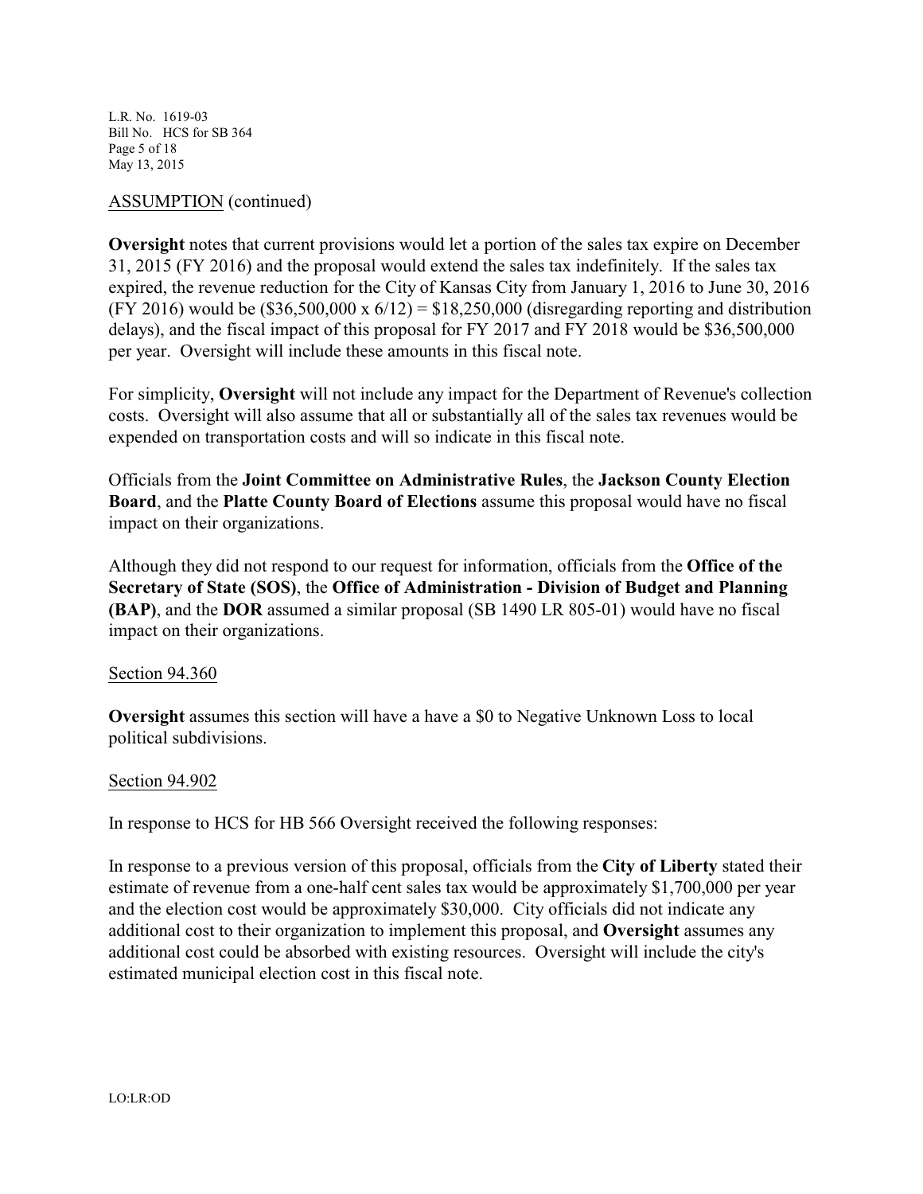ASSUMPTION (continued)

**Oversight** notes that current provisions would let a portion of the sales tax expire on December 31, 2015 (FY 2016) and the proposal would extend the sales tax indefinitely. If the sales tax expired, the revenue reduction for the City of Kansas City from January 1, 2016 to June 30, 2016 (FY 2016) would be ($36,500,000 x 6/12) = $18,250,000 (disregarding reporting and distribution delays), and the fiscal impact of this proposal for FY 2017 and FY 2018 would be $36,500,000 per year. Oversight will include these amounts in this fiscal note.

For simplicity, **Oversight** will not include any impact for the Department of Revenue's collection costs. Oversight will also assume that all or substantially all of the sales tax revenues would be expended on transportation costs and will so indicate in this fiscal note.

Officials from the **Joint Committee on Administrative Rules**, the **Jackson County Election Board**, and the **Platte County Board of Elections** assume this proposal would have no fiscal impact on their organizations.

Although they did not respond to our request for information, officials from the **Office of the Secretary of State (SOS)**, the **Office of Administration - Division of Budget and Planning (BAP)**, and the **DOR** assumed a similar proposal (SB 1490 LR 805-01) would have no fiscal impact on their organizations.

Section 94.360

**Oversight** assumes this section will have a have a $0 to Negative Unknown Loss to local political subdivisions.

Section 94.902

In response to HCS for HB 566 Oversight received the following responses:

In response to a previous version of this proposal, officials from the **City of Liberty** stated their estimate of revenue from a one-half cent sales tax would be approximately $1,700,000 per year and the election cost would be approximately $30,000. City officials did not indicate any additional cost to their organization to implement this proposal, and **Oversight** assumes any additional cost could be absorbed with existing resources. Oversight will include the city's estimated municipal election cost in this fiscal note.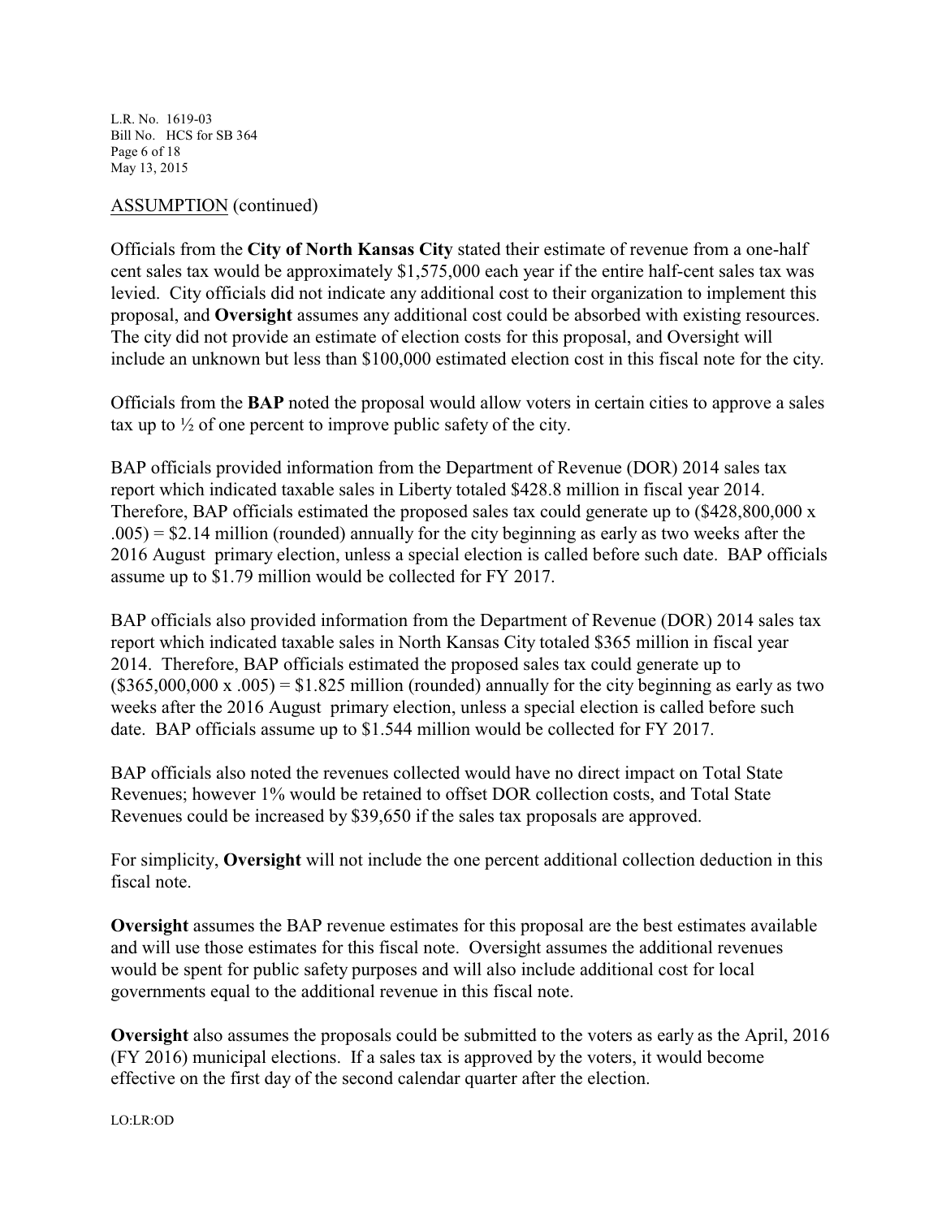ASSUMPTION (continued)

Officials from the **City of North Kansas City** stated their estimate of revenue from a one-half cent sales tax would be approximately $1,575,000 each year if the entire half-cent sales tax was levied. City officials did not indicate any additional cost to their organization to implement this proposal, and **Oversight** assumes any additional cost could be absorbed with existing resources. The city did not provide an estimate of election costs for this proposal, and Oversight will include an unknown but less than $100,000 estimated election cost in this fiscal note for the city.

Officials from the **BAP** noted the proposal would allow voters in certain cities to approve a sales tax up to ½ of one percent to improve public safety of the city.

BAP officials provided information from the Department of Revenue (DOR) 2014 sales tax report which indicated taxable sales in Liberty totaled $428.8 million in fiscal year 2014. Therefore, BAP officials estimated the proposed sales tax could generate up to ($428,800,000 x .005) = $2.14 million (rounded) annually for the city beginning as early as two weeks after the 2016 August primary election, unless a special election is called before such date. BAP officials assume up to $1.79 million would be collected for FY 2017.

BAP officials also provided information from the Department of Revenue (DOR) 2014 sales tax report which indicated taxable sales in North Kansas City totaled $365 million in fiscal year 2014. Therefore, BAP officials estimated the proposed sales tax could generate up to ($365,000,000 x .005) = $1.825 million (rounded) annually for the city beginning as early as two weeks after the 2016 August primary election, unless a special election is called before such date. BAP officials assume up to $1.544 million would be collected for FY 2017.

BAP officials also noted the revenues collected would have no direct impact on Total State Revenues; however 1% would be retained to offset DOR collection costs, and Total State Revenues could be increased by $39,650 if the sales tax proposals are approved.

For simplicity, **Oversight** will not include the one percent additional collection deduction in this fiscal note.

**Oversight** assumes the BAP revenue estimates for this proposal are the best estimates available and will use those estimates for this fiscal note. Oversight assumes the additional revenues would be spent for public safety purposes and will also include additional cost for local governments equal to the additional revenue in this fiscal note.

**Oversight** also assumes the proposals could be submitted to the voters as early as the April, 2016 (FY 2016) municipal elections. If a sales tax is approved by the voters, it would become effective on the first day of the second calendar quarter after the election.

LO:LR:OD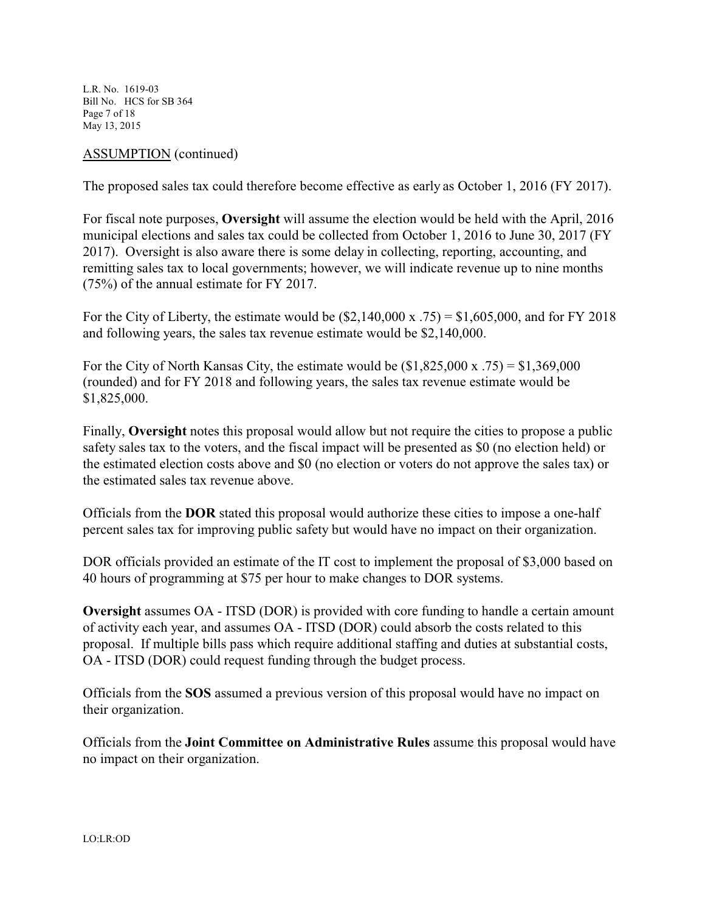ASSUMPTION (continued)

The proposed sales tax could therefore become effective as early as October 1, 2016 (FY 2017).

For fiscal note purposes, **Oversight** will assume the election would be held with the April, 2016 municipal elections and sales tax could be collected from October 1, 2016 to June 30, 2017 (FY 2017). Oversight is also aware there is some delay in collecting, reporting, accounting, and remitting sales tax to local governments; however, we will indicate revenue up to nine months (75%) of the annual estimate for FY 2017.

For the City of Liberty, the estimate would be ($2,140,000 x .75) = $1,605,000, and for FY 2018 and following years, the sales tax revenue estimate would be $2,140,000.

For the City of North Kansas City, the estimate would be ($1,825,000 x .75) = $1,369,000 (rounded) and for FY 2018 and following years, the sales tax revenue estimate would be $1,825,000.

Finally, **Oversight** notes this proposal would allow but not require the cities to propose a public safety sales tax to the voters, and the fiscal impact will be presented as $0 (no election held) or the estimated election costs above and $0 (no election or voters do not approve the sales tax) or the estimated sales tax revenue above.

Officials from the **DOR** stated this proposal would authorize these cities to impose a one-half percent sales tax for improving public safety but would have no impact on their organization.

DOR officials provided an estimate of the IT cost to implement the proposal of $3,000 based on 40 hours of programming at $75 per hour to make changes to DOR systems.

**Oversight** assumes OA - ITSD (DOR) is provided with core funding to handle a certain amount of activity each year, and assumes OA - ITSD (DOR) could absorb the costs related to this proposal. If multiple bills pass which require additional staffing and duties at substantial costs, OA - ITSD (DOR) could request funding through the budget process.

Officials from the **SOS** assumed a previous version of this proposal would have no impact on their organization.

Officials from the **Joint Committee on Administrative Rules** assume this proposal would have no impact on their organization.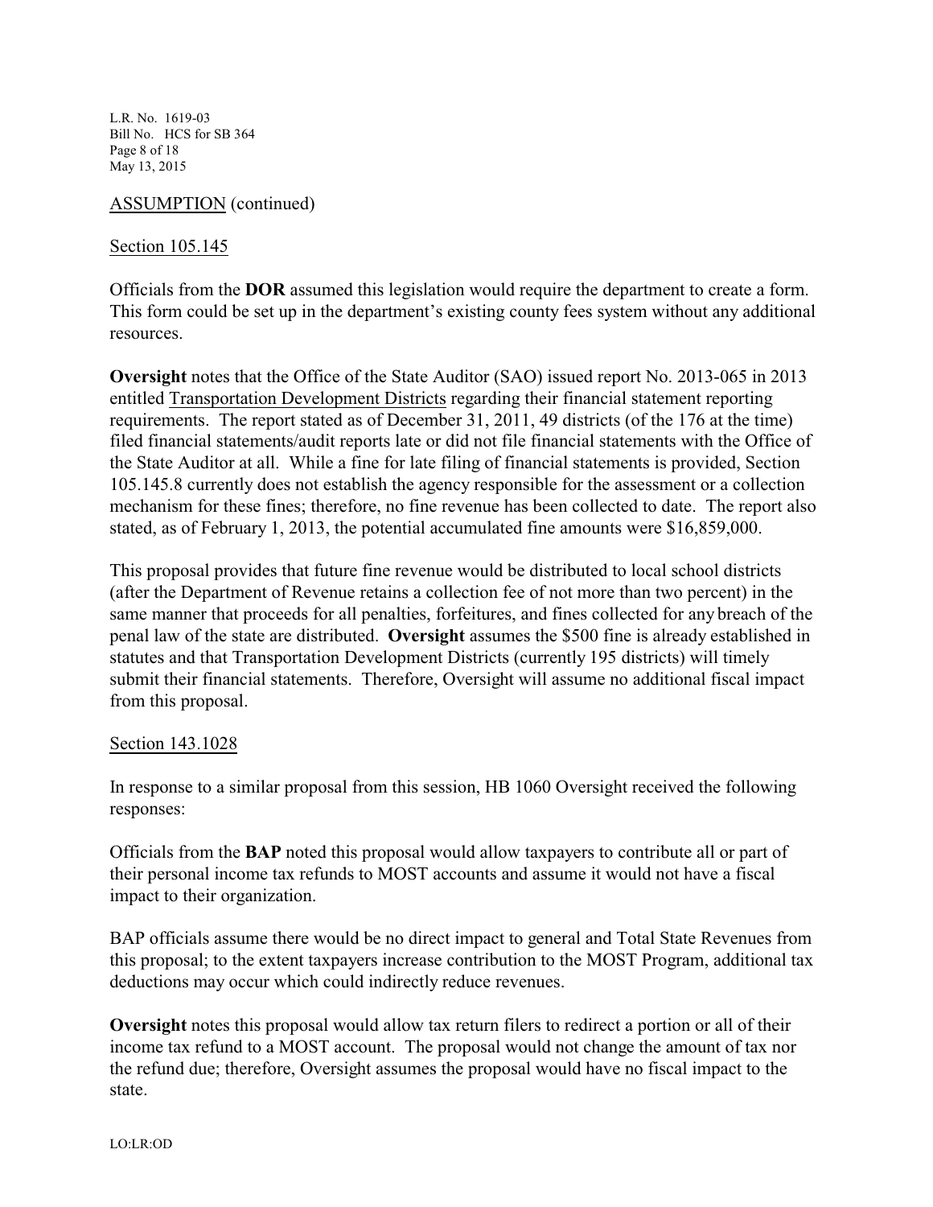ASSUMPTION (continued)

Section 105.145

Officials from the **DOR** assumed this legislation would require the department to create a form. This form could be set up in the department's existing county fees system without any additional resources.

**Oversight** notes that the Office of the State Auditor (SAO) issued report No. 2013-065 in 2013 entitled Transportation Development Districts regarding their financial statement reporting requirements. The report stated as of December 31, 2011, 49 districts (of the 176 at the time) filed financial statements/audit reports late or did not file financial statements with the Office of the State Auditor at all. While a fine for late filing of financial statements is provided, Section 105.145.8 currently does not establish the agency responsible for the assessment or a collection mechanism for these fines; therefore, no fine revenue has been collected to date. The report also stated, as of February 1, 2013, the potential accumulated fine amounts were $16,859,000.

This proposal provides that future fine revenue would be distributed to local school districts (after the Department of Revenue retains a collection fee of not more than two percent) in the same manner that proceeds for all penalties, forfeitures, and fines collected for any breach of the penal law of the state are distributed. **Oversight** assumes the $500 fine is already established in statutes and that Transportation Development Districts (currently 195 districts) will timely submit their financial statements. Therefore, Oversight will assume no additional fiscal impact from this proposal.

Section 143.1028

In response to a similar proposal from this session, HB 1060 Oversight received the following responses:

Officials from the **BAP** noted this proposal would allow taxpayers to contribute all or part of their personal income tax refunds to MOST accounts and assume it would not have a fiscal impact to their organization.

BAP officials assume there would be no direct impact to general and Total State Revenues from this proposal; to the extent taxpayers increase contribution to the MOST Program, additional tax deductions may occur which could indirectly reduce revenues.

**Oversight** notes this proposal would allow tax return filers to redirect a portion or all of their income tax refund to a MOST account. The proposal would not change the amount of tax nor the refund due; therefore, Oversight assumes the proposal would have no fiscal impact to the state.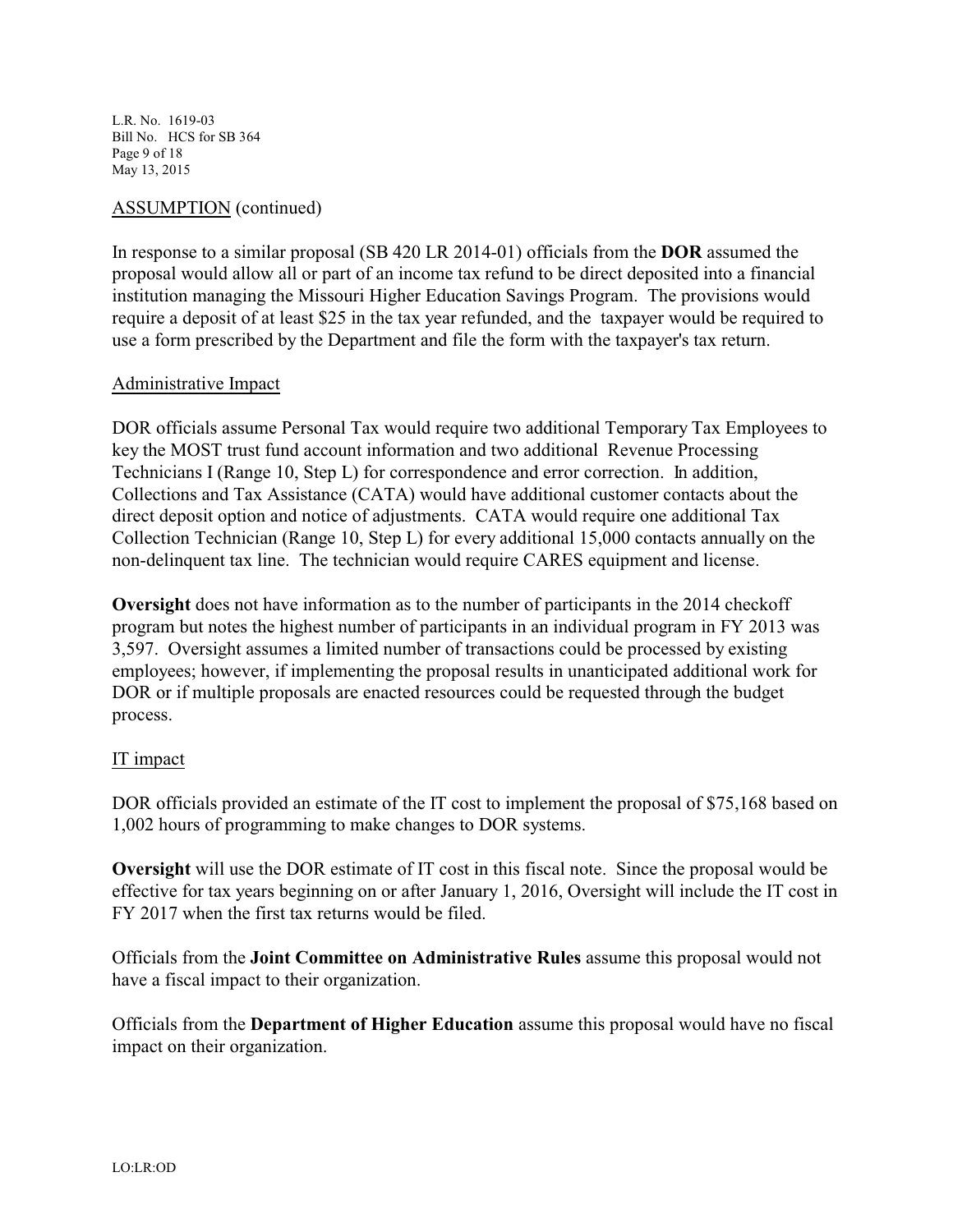ASSUMPTION (continued)

In response to a similar proposal (SB 420 LR 2014-01) officials from the **DOR** assumed the proposal would allow all or part of an income tax refund to be direct deposited into a financial institution managing the Missouri Higher Education Savings Program. The provisions would require a deposit of at least $25 in the tax year refunded, and the taxpayer would be required to use a form prescribed by the Department and file the form with the taxpayer's tax return.

Administrative Impact

DOR officials assume Personal Tax would require two additional Temporary Tax Employees to key the MOST trust fund account information and two additional Revenue Processing Technicians I (Range 10, Step L) for correspondence and error correction. In addition, Collections and Tax Assistance (CATA) would have additional customer contacts about the direct deposit option and notice of adjustments. CATA would require one additional Tax Collection Technician (Range 10, Step L) for every additional 15,000 contacts annually on the non-delinquent tax line. The technician would require CARES equipment and license.

**Oversight** does not have information as to the number of participants in the 2014 checkoff program but notes the highest number of participants in an individual program in FY 2013 was 3,597. Oversight assumes a limited number of transactions could be processed by existing employees; however, if implementing the proposal results in unanticipated additional work for DOR or if multiple proposals are enacted resources could be requested through the budget process.

IT impact

DOR officials provided an estimate of the IT cost to implement the proposal of $75,168 based on 1,002 hours of programming to make changes to DOR systems.

**Oversight** will use the DOR estimate of IT cost in this fiscal note. Since the proposal would be effective for tax years beginning on or after January 1, 2016, Oversight will include the IT cost in FY 2017 when the first tax returns would be filed.

Officials from the **Joint Committee on Administrative Rules** assume this proposal would not have a fiscal impact to their organization.

Officials from the **Department of Higher Education** assume this proposal would have no fiscal impact on their organization.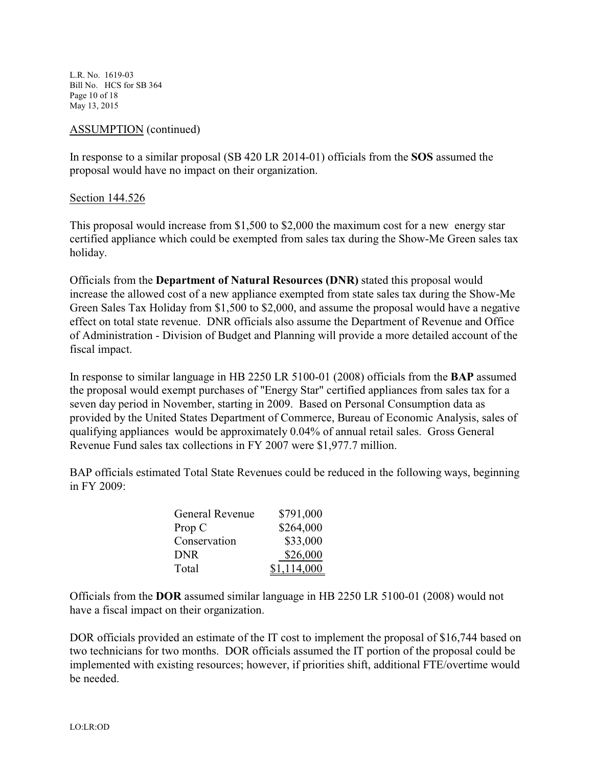ASSUMPTION (continued)

In response to a similar proposal (SB 420 LR 2014-01) officials from the **SOS** assumed the proposal would have no impact on their organization.

Section 144.526

This proposal would increase from $1,500 to $2,000 the maximum cost for a new energy star certified appliance which could be exempted from sales tax during the Show-Me Green sales tax holiday.

Officials from the **Department of Natural Resources (DNR)** stated this proposal would increase the allowed cost of a new appliance exempted from state sales tax during the Show-Me Green Sales Tax Holiday from $1,500 to $2,000, and assume the proposal would have a negative effect on total state revenue. DNR officials also assume the Department of Revenue and Office of Administration - Division of Budget and Planning will provide a more detailed account of the fiscal impact.

In response to similar language in HB 2250 LR 5100-01 (2008) officials from the **BAP** assumed the proposal would exempt purchases of "Energy Star" certified appliances from sales tax for a seven day period in November, starting in 2009. Based on Personal Consumption data as provided by the United States Department of Commerce, Bureau of Economic Analysis, sales of qualifying appliances would be approximately 0.04% of annual retail sales. Gross General Revenue Fund sales tax collections in FY 2007 were $1,977.7 million.

BAP officials estimated Total State Revenues could be reduced in the following ways, beginning in FY 2009:

| | |
|---|---:|
| General Revenue | $791,000 |
| Prop C | $264,000 |
| Conservation | $33,000 |
| DNR | $26,000 |
| Total | $1,114,000 |

Officials from the **DOR** assumed similar language in HB 2250 LR 5100-01 (2008) would not have a fiscal impact on their organization.

DOR officials provided an estimate of the IT cost to implement the proposal of $16,744 based on two technicians for two months. DOR officials assumed the IT portion of the proposal could be implemented with existing resources; however, if priorities shift, additional FTE/overtime would be needed.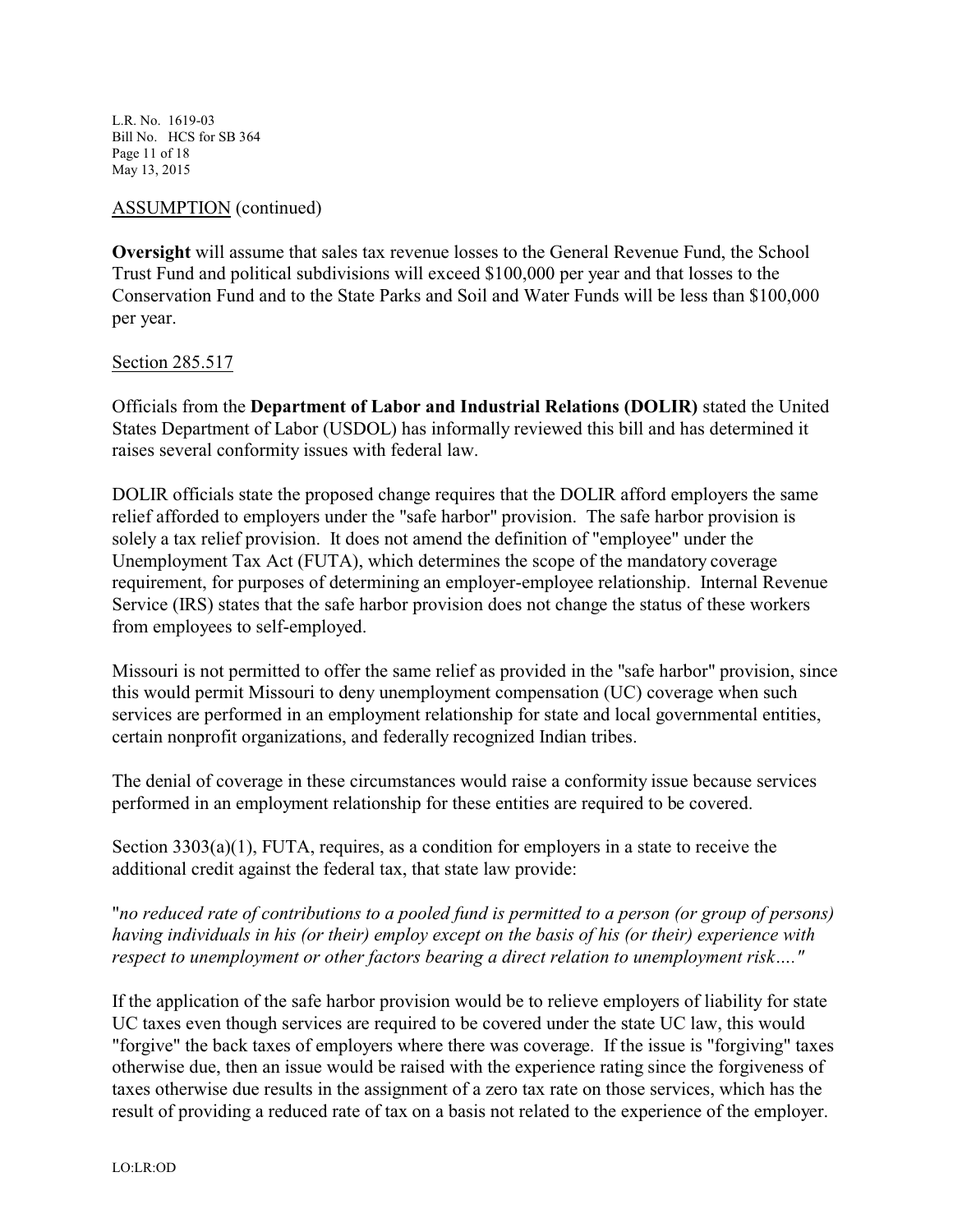ASSUMPTION (continued)

**Oversight** will assume that sales tax revenue losses to the General Revenue Fund, the School Trust Fund and political subdivisions will exceed $100,000 per year and that losses to the Conservation Fund and to the State Parks and Soil and Water Funds will be less than $100,000 per year.

Section 285.517

Officials from the **Department of Labor and Industrial Relations (DOLIR)** stated the United States Department of Labor (USDOL) has informally reviewed this bill and has determined it raises several conformity issues with federal law.

DOLIR officials state the proposed change requires that the DOLIR afford employers the same relief afforded to employers under the "safe harbor" provision. The safe harbor provision is solely a tax relief provision. It does not amend the definition of "employee" under the Unemployment Tax Act (FUTA), which determines the scope of the mandatory coverage requirement, for purposes of determining an employer-employee relationship. Internal Revenue Service (IRS) states that the safe harbor provision does not change the status of these workers from employees to self-employed.

Missouri is not permitted to offer the same relief as provided in the "safe harbor" provision, since this would permit Missouri to deny unemployment compensation (UC) coverage when such services are performed in an employment relationship for state and local governmental entities, certain nonprofit organizations, and federally recognized Indian tribes.

The denial of coverage in these circumstances would raise a conformity issue because services performed in an employment relationship for these entities are required to be covered.

Section 3303(a)(1), FUTA, requires, as a condition for employers in a state to receive the additional credit against the federal tax, that state law provide:

"*no reduced rate of contributions to a pooled fund is permitted to a person (or group of persons) having individuals in his (or their) employ except on the basis of his (or their) experience with respect to unemployment or other factors bearing a direct relation to unemployment risk….*"

If the application of the safe harbor provision would be to relieve employers of liability for state UC taxes even though services are required to be covered under the state UC law, this would "forgive" the back taxes of employers where there was coverage. If the issue is "forgiving" taxes otherwise due, then an issue would be raised with the experience rating since the forgiveness of taxes otherwise due results in the assignment of a zero tax rate on those services, which has the result of providing a reduced rate of tax on a basis not related to the experience of the employer.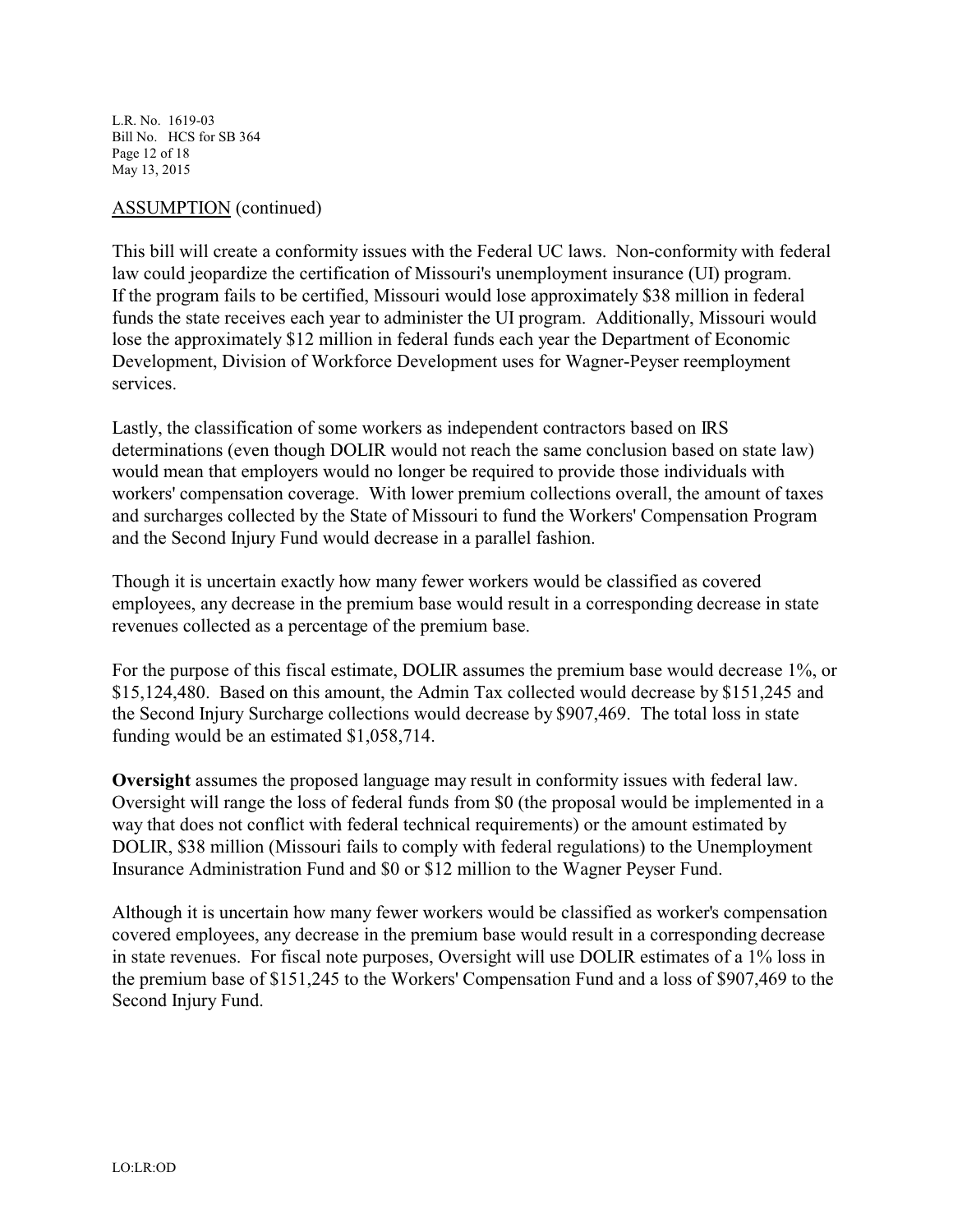ASSUMPTION (continued)

This bill will create a conformity issues with the Federal UC laws. Non-conformity with federal law could jeopardize the certification of Missouri's unemployment insurance (UI) program. If the program fails to be certified, Missouri would lose approximately $38 million in federal funds the state receives each year to administer the UI program. Additionally, Missouri would lose the approximately $12 million in federal funds each year the Department of Economic Development, Division of Workforce Development uses for Wagner-Peyser reemployment services.

Lastly, the classification of some workers as independent contractors based on IRS determinations (even though DOLIR would not reach the same conclusion based on state law) would mean that employers would no longer be required to provide those individuals with workers' compensation coverage. With lower premium collections overall, the amount of taxes and surcharges collected by the State of Missouri to fund the Workers' Compensation Program and the Second Injury Fund would decrease in a parallel fashion.

Though it is uncertain exactly how many fewer workers would be classified as covered employees, any decrease in the premium base would result in a corresponding decrease in state revenues collected as a percentage of the premium base.

For the purpose of this fiscal estimate, DOLIR assumes the premium base would decrease 1%, or $15,124,480. Based on this amount, the Admin Tax collected would decrease by $151,245 and the Second Injury Surcharge collections would decrease by $907,469. The total loss in state funding would be an estimated $1,058,714.

**Oversight** assumes the proposed language may result in conformity issues with federal law. Oversight will range the loss of federal funds from $0 (the proposal would be implemented in a way that does not conflict with federal technical requirements) or the amount estimated by DOLIR, $38 million (Missouri fails to comply with federal regulations) to the Unemployment Insurance Administration Fund and $0 or $12 million to the Wagner Peyser Fund.

Although it is uncertain how many fewer workers would be classified as worker's compensation covered employees, any decrease in the premium base would result in a corresponding decrease in state revenues. For fiscal note purposes, Oversight will use DOLIR estimates of a 1% loss in the premium base of $151,245 to the Workers' Compensation Fund and a loss of $907,469 to the Second Injury Fund.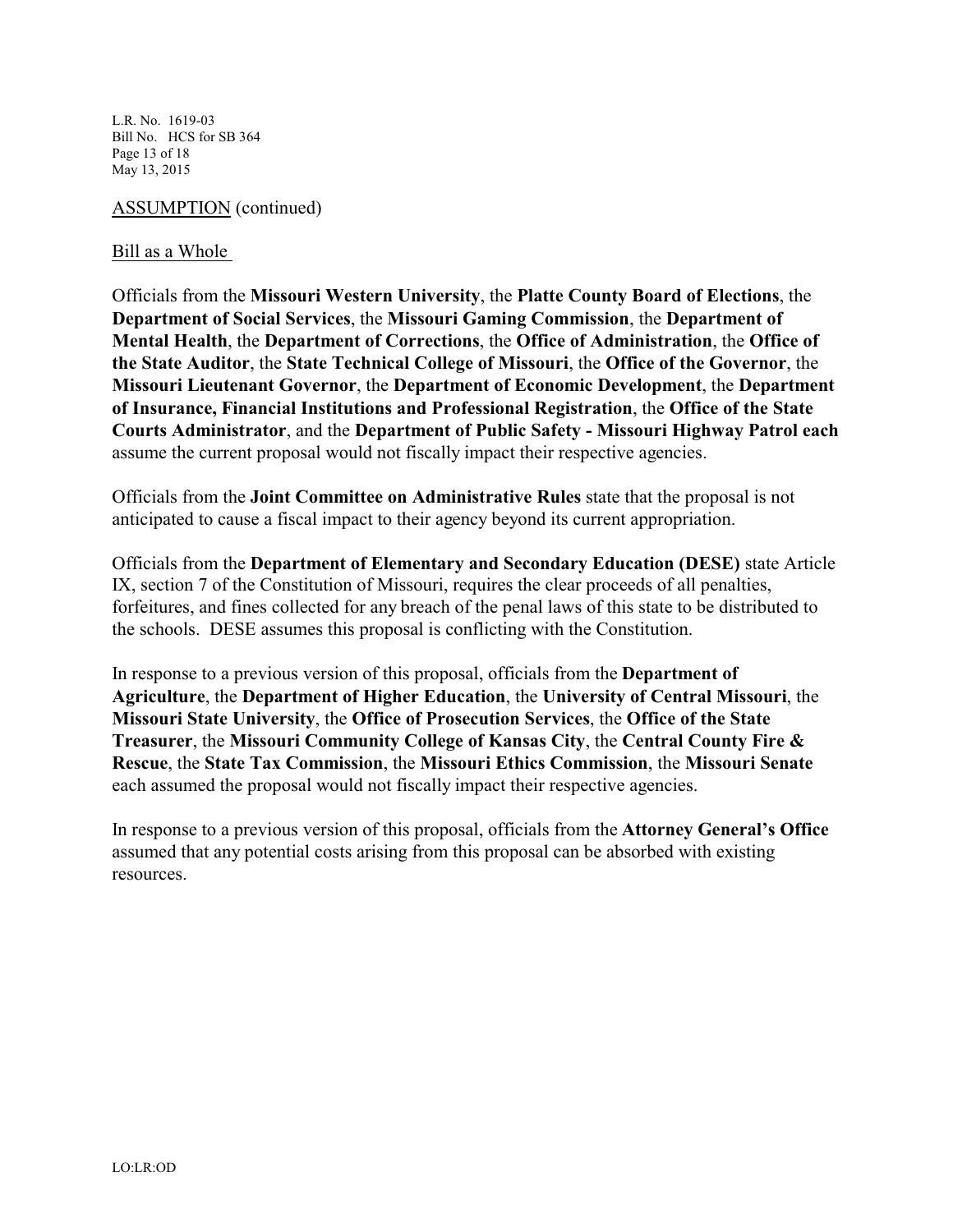ASSUMPTION (continued)

Bill as a Whole

Officials from the **Missouri Western University**, the **Platte County Board of Elections**, the **Department of Social Services**, the **Missouri Gaming Commission**, the **Department of Mental Health**, the **Department of Corrections**, the **Office of Administration**, the **Office of the State Auditor**, the **State Technical College of Missouri**, the **Office of the Governor**, the **Missouri Lieutenant Governor**, the **Department of Economic Development**, the **Department of Insurance, Financial Institutions and Professional Registration**, the **Office of the State Courts Administrator**, and the **Department of Public Safety - Missouri Highway Patrol each** assume the current proposal would not fiscally impact their respective agencies.

Officials from the **Joint Committee on Administrative Rules** state that the proposal is not anticipated to cause a fiscal impact to their agency beyond its current appropriation.

Officials from the **Department of Elementary and Secondary Education (DESE)** state Article IX, section 7 of the Constitution of Missouri, requires the clear proceeds of all penalties, forfeitures, and fines collected for any breach of the penal laws of this state to be distributed to the schools. DESE assumes this proposal is conflicting with the Constitution.

In response to a previous version of this proposal, officials from the **Department of Agriculture**, the **Department of Higher Education**, the **University of Central Missouri**, the **Missouri State University**, the **Office of Prosecution Services**, the **Office of the State Treasurer**, the **Missouri Community College of Kansas City**, the **Central County Fire & Rescue**, the **State Tax Commission**, the **Missouri Ethics Commission**, the **Missouri Senate** each assumed the proposal would not fiscally impact their respective agencies.

In response to a previous version of this proposal, officials from the **Attorney General's Office** assumed that any potential costs arising from this proposal can be absorbed with existing resources.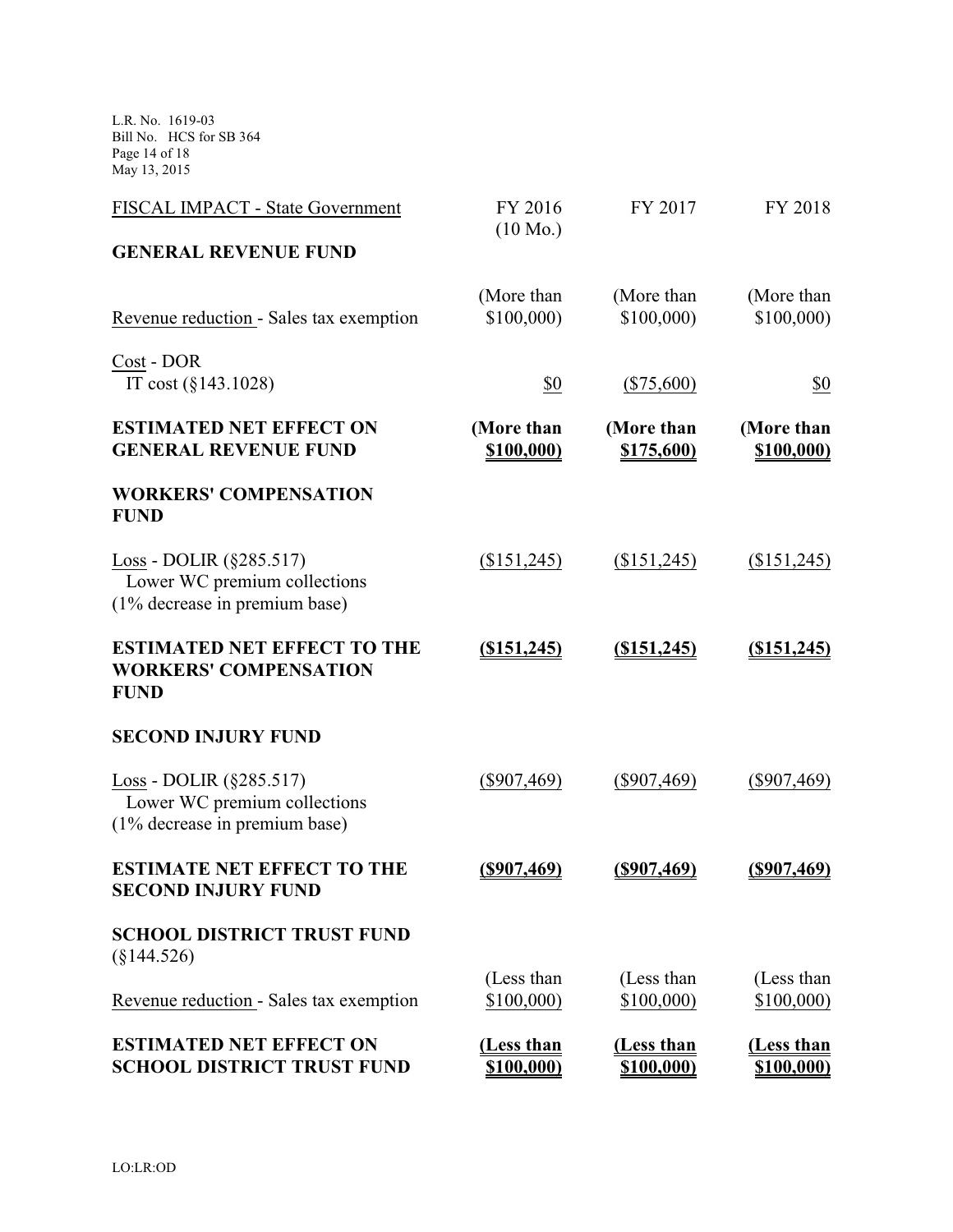| FISCAL IMPACT - State Government | FY 2016 (10 Mo.) | FY 2017 | FY 2018 |
|---|---|---|---|
| **GENERAL REVENUE FUND** | | | |
| Revenue reduction - Sales tax exemption | (More than $100,000) | (More than $100,000) | (More than $100,000) |
| Cost - DOR IT cost (§143.1028) | $0 | ($75,600) | $0 |
| **ESTIMATED NET EFFECT ON GENERAL REVENUE FUND** | **(More than $100,000)** | **(More than $175,600)** | **(More than $100,000)** |
| **WORKERS' COMPENSATION FUND** | | | |
| Loss - DOLIR (§285.517) Lower WC premium collections (1% decrease in premium base) | ($151,245) | ($151,245) | ($151,245) |
| **ESTIMATED NET EFFECT TO THE WORKERS' COMPENSATION FUND** | **($151,245)** | **($151,245)** | **($151,245)** |
| **SECOND INJURY FUND** | | | |
| Loss - DOLIR (§285.517) Lower WC premium collections (1% decrease in premium base) | ($907,469) | ($907,469) | ($907,469) |
| **ESTIMATE NET EFFECT TO THE SECOND INJURY FUND** | **($907,469)** | **($907,469)** | **($907,469)** |
| **SCHOOL DISTRICT TRUST FUND** (§144.526) | | | |
| Revenue reduction - Sales tax exemption | (Less than $100,000) | (Less than $100,000) | (Less than $100,000) |
| **ESTIMATED NET EFFECT ON SCHOOL DISTRICT TRUST FUND** | **(Less than $100,000)** | **(Less than $100,000)** | **(Less than $100,000)** |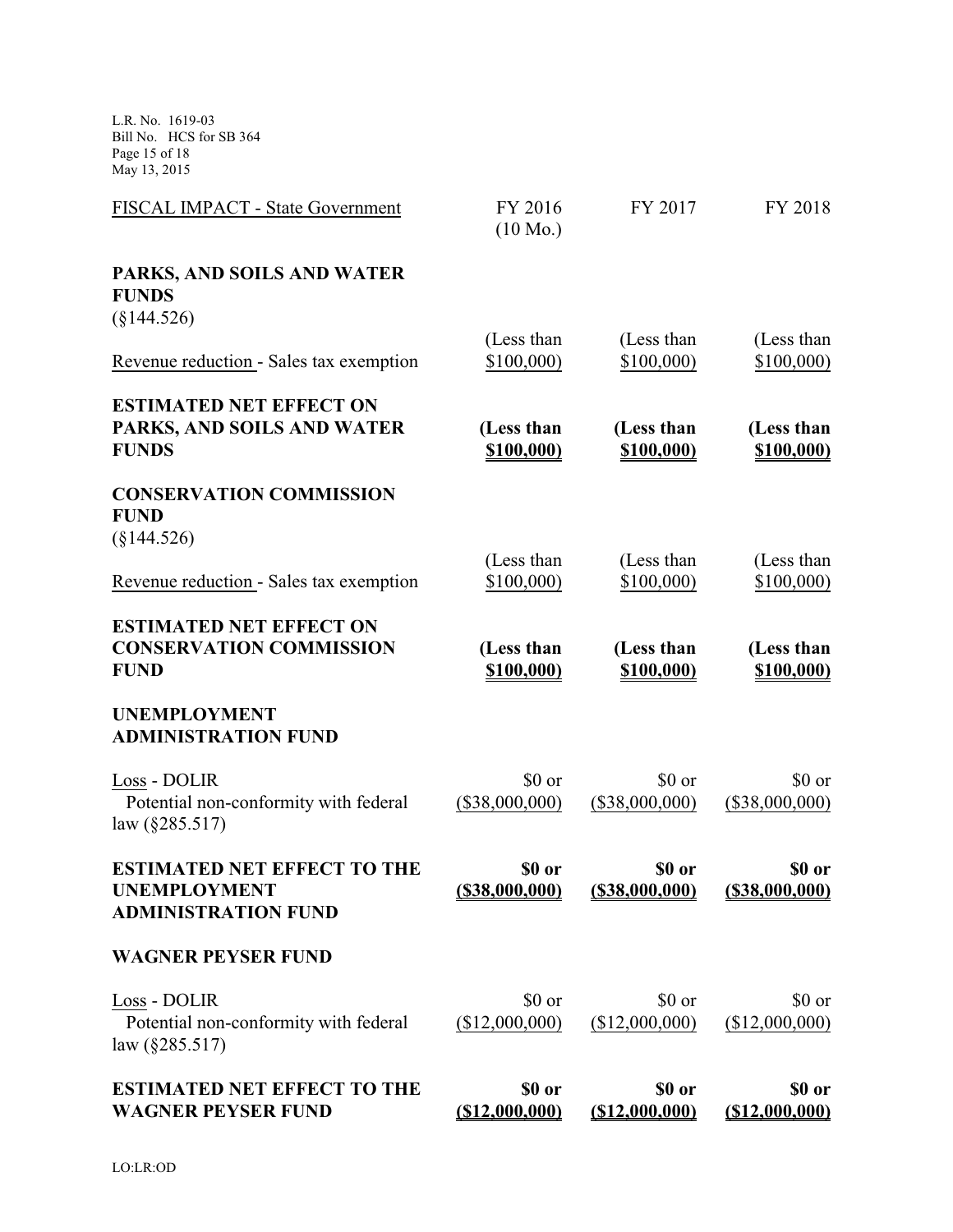| FISCAL IMPACT - State Government | FY 2016 (10 Mo.) | FY 2017 | FY 2018 |
|---|---|---|---|
| **PARKS, AND SOILS AND WATER FUNDS** (§144.526) | | | |
| Revenue reduction - Sales tax exemption | (Less than $100,000) | (Less than $100,000) | (Less than $100,000) |
| **ESTIMATED NET EFFECT ON PARKS, AND SOILS AND WATER FUNDS** | **(Less than $100,000)** | **(Less than $100,000)** | **(Less than $100,000)** |
| **CONSERVATION COMMISSION FUND** (§144.526) | | | |
| Revenue reduction - Sales tax exemption | (Less than $100,000) | (Less than $100,000) | (Less than $100,000) |
| **ESTIMATED NET EFFECT ON CONSERVATION COMMISSION FUND** | **(Less than $100,000)** | **(Less than $100,000)** | **(Less than $100,000)** |
| **UNEMPLOYMENT ADMINISTRATION FUND** | | | |
| Loss - DOLIR Potential non-conformity with federal law (§285.517) | $0 or ($38,000,000) | $0 or ($38,000,000) | $0 or ($38,000,000) |
| **ESTIMATED NET EFFECT TO THE UNEMPLOYMENT ADMINISTRATION FUND** | **$0 or ($38,000,000)** | **$0 or ($38,000,000)** | **$0 or ($38,000,000)** |
| **WAGNER PEYSER FUND** | | | |
| Loss - DOLIR Potential non-conformity with federal law (§285.517) | $0 or ($12,000,000) | $0 or ($12,000,000) | $0 or ($12,000,000) |
| **ESTIMATED NET EFFECT TO THE WAGNER PEYSER FUND** | **$0 or ($12,000,000)** | **$0 or ($12,000,000)** | **$0 or ($12,000,000)** |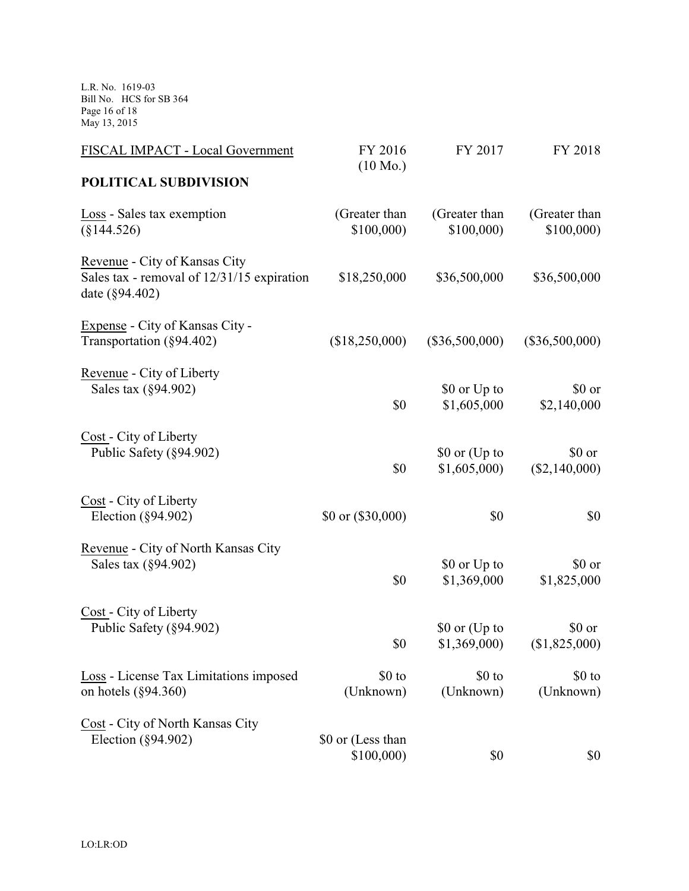| FISCAL IMPACT - Local Government | FY 2016 (10 Mo.) | FY 2017 | FY 2018 |
|---|---|---|---|
| **POLITICAL SUBDIVISION** | | | |
| Loss - Sales tax exemption (§144.526) | (Greater than $100,000) | (Greater than $100,000) | (Greater than $100,000) |
| Revenue - City of Kansas City Sales tax - removal of 12/31/15 expiration date (§94.402) | $18,250,000 | $36,500,000 | $36,500,000 |
| Expense - City of Kansas City - Transportation (§94.402) | ($18,250,000) | ($36,500,000) | ($36,500,000) |
| Revenue - City of Liberty Sales tax (§94.902) | $0 | $0 or Up to $1,605,000 | $0 or $2,140,000 |
| Cost - City of Liberty Public Safety (§94.902) | $0 | $0 or (Up to $1,605,000) | $0 or ($2,140,000) |
| Cost - City of Liberty Election (§94.902) | $0 or ($30,000) | $0 | $0 |
| Revenue - City of North Kansas City Sales tax (§94.902) | $0 | $0 or Up to $1,369,000 | $0 or $1,825,000 |
| Cost - City of Liberty Public Safety (§94.902) | $0 | $0 or (Up to $1,369,000) | $0 or ($1,825,000) |
| Loss - License Tax Limitations imposed on hotels (§94.360) | $0 to (Unknown) | $0 to (Unknown) | $0 to (Unknown) |
| Cost - City of North Kansas City Election (§94.902) | $0 or (Less than $100,000) | $0 | $0 |

LO:LR:OD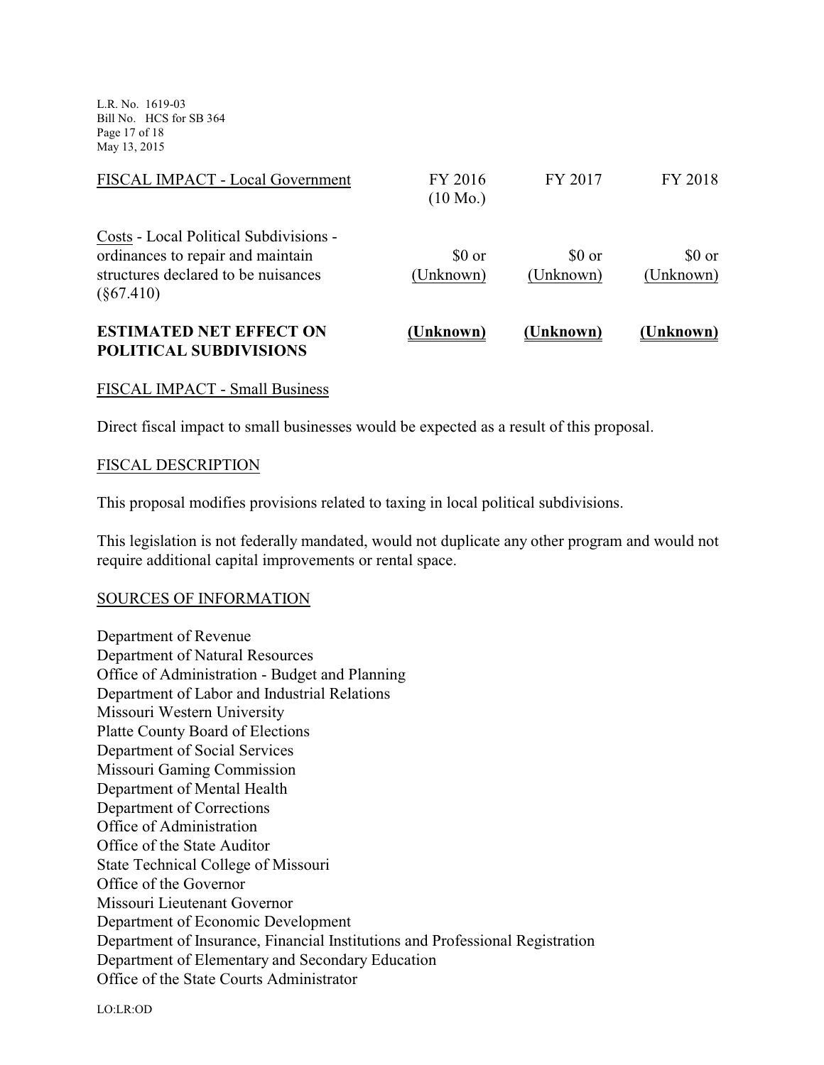| FISCAL IMPACT - Local Government | FY 2016 (10 Mo.) | FY 2017 | FY 2018 |
|---|---|---|---|
| Costs - Local Political Subdivisions - ordinances to repair and maintain structures declared to be nuisances (§67.410) | $0 or (Unknown) | $0 or (Unknown) | $0 or (Unknown) |
| **ESTIMATED NET EFFECT ON POLITICAL SUBDIVISIONS** | **(Unknown)** | **(Unknown)** | **(Unknown)** |

FISCAL IMPACT - Small Business

Direct fiscal impact to small businesses would be expected as a result of this proposal.

FISCAL DESCRIPTION

This proposal modifies provisions related to taxing in local political subdivisions.

This legislation is not federally mandated, would not duplicate any other program and would not require additional capital improvements or rental space.

SOURCES OF INFORMATION

Department of Revenue
Department of Natural Resources
Office of Administration - Budget and Planning
Department of Labor and Industrial Relations
Missouri Western University
Platte County Board of Elections
Department of Social Services
Missouri Gaming Commission
Department of Mental Health
Department of Corrections
Office of Administration
Office of the State Auditor
State Technical College of Missouri
Office of the Governor
Missouri Lieutenant Governor
Department of Economic Development
Department of Insurance, Financial Institutions and Professional Registration
Department of Elementary and Secondary Education
Office of the State Courts Administrator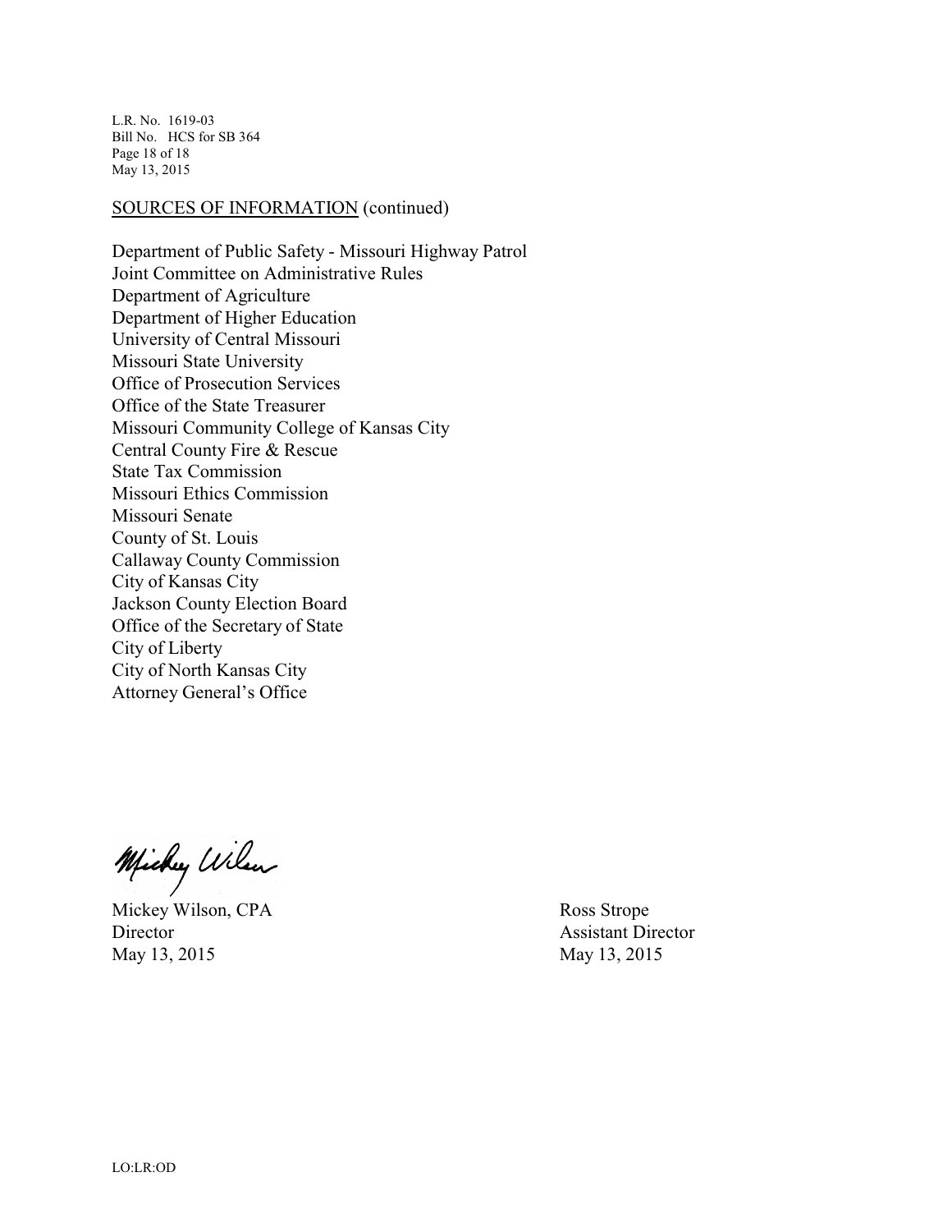SOURCES OF INFORMATION (continued)

Department of Public Safety - Missouri Highway Patrol
Joint Committee on Administrative Rules
Department of Agriculture
Department of Higher Education
University of Central Missouri
Missouri State University
Office of Prosecution Services
Office of the State Treasurer
Missouri Community College of Kansas City
Central County Fire & Rescue
State Tax Commission
Missouri Ethics Commission
Missouri Senate
County of St. Louis
Callaway County Commission
City of Kansas City
Jackson County Election Board
Office of the Secretary of State
City of Liberty
City of North Kansas City
Attorney General's Office

Mickey Wilson, CPA
Director
May 13, 2015

Ross Strope
Assistant Director
May 13, 2015

LO:LR:OD